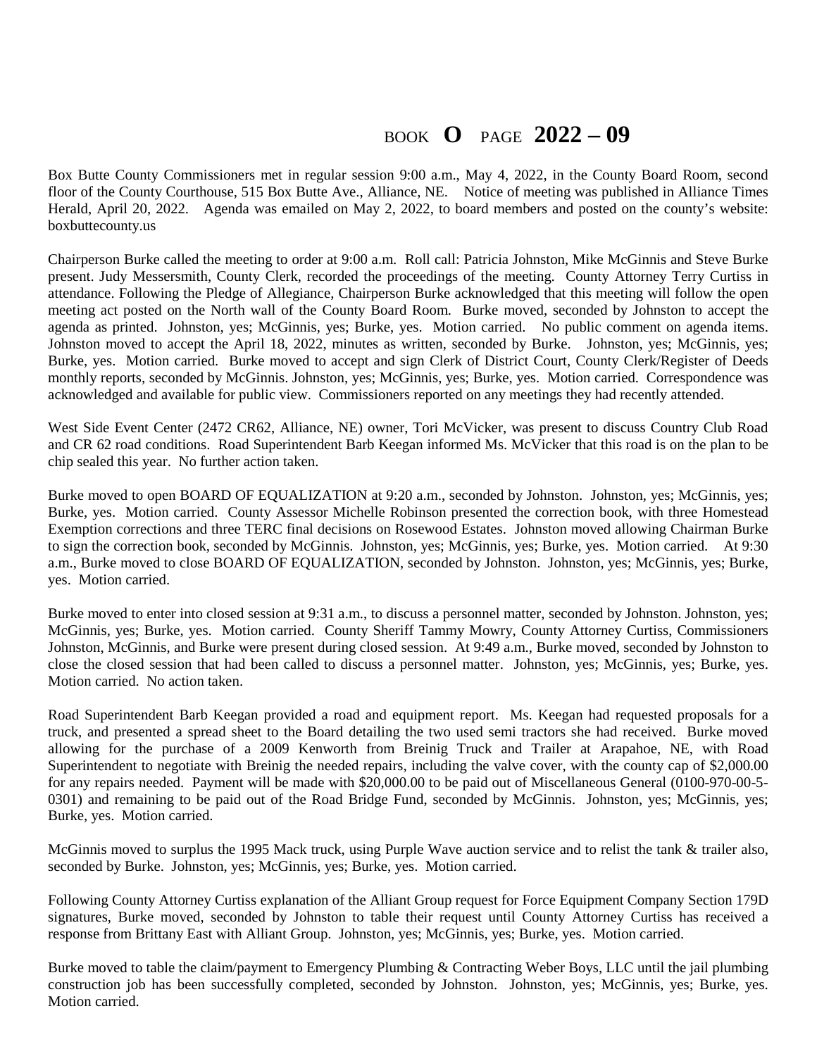BOOK **O** PAGE **2022 – 09**

Box Butte County Commissioners met in regular session 9:00 a.m., May 4, 2022, in the County Board Room, second floor of the County Courthouse, 515 Box Butte Ave., Alliance, NE. Notice of meeting was published in Alliance Times Herald, April 20, 2022. Agenda was emailed on May 2, 2022, to board members and posted on the county's website: boxbuttecounty.us

Chairperson Burke called the meeting to order at 9:00 a.m. Roll call: Patricia Johnston, Mike McGinnis and Steve Burke present. Judy Messersmith, County Clerk, recorded the proceedings of the meeting. County Attorney Terry Curtiss in attendance. Following the Pledge of Allegiance, Chairperson Burke acknowledged that this meeting will follow the open meeting act posted on the North wall of the County Board Room. Burke moved, seconded by Johnston to accept the agenda as printed. Johnston, yes; McGinnis, yes; Burke, yes. Motion carried. No public comment on agenda items. Johnston moved to accept the April 18, 2022, minutes as written, seconded by Burke. Johnston, yes; McGinnis, yes; Burke, yes. Motion carried. Burke moved to accept and sign Clerk of District Court, County Clerk/Register of Deeds monthly reports, seconded by McGinnis. Johnston, yes; McGinnis, yes; Burke, yes. Motion carried. Correspondence was acknowledged and available for public view. Commissioners reported on any meetings they had recently attended.

West Side Event Center (2472 CR62, Alliance, NE) owner, Tori McVicker, was present to discuss Country Club Road and CR 62 road conditions. Road Superintendent Barb Keegan informed Ms. McVicker that this road is on the plan to be chip sealed this year. No further action taken.

Burke moved to open BOARD OF EQUALIZATION at 9:20 a.m., seconded by Johnston. Johnston, yes; McGinnis, yes; Burke, yes. Motion carried. County Assessor Michelle Robinson presented the correction book, with three Homestead Exemption corrections and three TERC final decisions on Rosewood Estates. Johnston moved allowing Chairman Burke to sign the correction book, seconded by McGinnis. Johnston, yes; McGinnis, yes; Burke, yes. Motion carried. At 9:30 a.m., Burke moved to close BOARD OF EQUALIZATION, seconded by Johnston. Johnston, yes; McGinnis, yes; Burke, yes. Motion carried.

Burke moved to enter into closed session at 9:31 a.m., to discuss a personnel matter, seconded by Johnston. Johnston, yes; McGinnis, yes; Burke, yes. Motion carried. County Sheriff Tammy Mowry, County Attorney Curtiss, Commissioners Johnston, McGinnis, and Burke were present during closed session. At 9:49 a.m., Burke moved, seconded by Johnston to close the closed session that had been called to discuss a personnel matter. Johnston, yes; McGinnis, yes; Burke, yes. Motion carried. No action taken.

Road Superintendent Barb Keegan provided a road and equipment report. Ms. Keegan had requested proposals for a truck, and presented a spread sheet to the Board detailing the two used semi tractors she had received. Burke moved allowing for the purchase of a 2009 Kenworth from Breinig Truck and Trailer at Arapahoe, NE, with Road Superintendent to negotiate with Breinig the needed repairs, including the valve cover, with the county cap of $2,000.00 for any repairs needed. Payment will be made with $20,000.00 to be paid out of Miscellaneous General (0100-970-00-5-0301) and remaining to be paid out of the Road Bridge Fund, seconded by McGinnis. Johnston, yes; McGinnis, yes; Burke, yes. Motion carried.

McGinnis moved to surplus the 1995 Mack truck, using Purple Wave auction service and to relist the tank & trailer also, seconded by Burke. Johnston, yes; McGinnis, yes; Burke, yes. Motion carried.

Following County Attorney Curtiss explanation of the Alliant Group request for Force Equipment Company Section 179D signatures, Burke moved, seconded by Johnston to table their request until County Attorney Curtiss has received a response from Brittany East with Alliant Group. Johnston, yes; McGinnis, yes; Burke, yes. Motion carried.

Burke moved to table the claim/payment to Emergency Plumbing & Contracting Weber Boys, LLC until the jail plumbing construction job has been successfully completed, seconded by Johnston. Johnston, yes; McGinnis, yes; Burke, yes. Motion carried.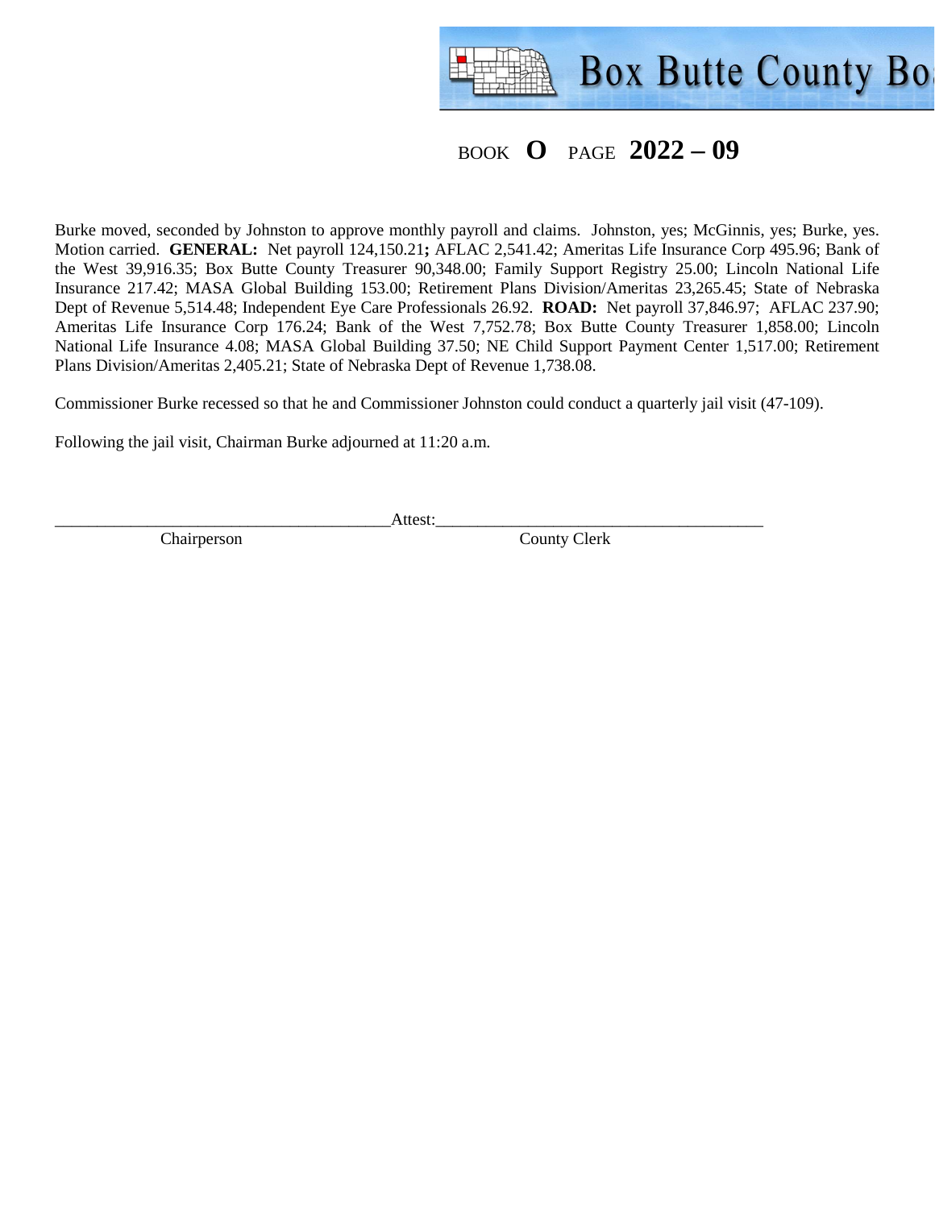BOOK **O** PAGE **2022 – 09**

Burke moved, seconded by Johnston to approve monthly payroll and claims. Johnston, yes; McGinnis, yes; Burke, yes. Motion carried. **GENERAL:** Net payroll 124,150.21**;** AFLAC 2,541.42; Ameritas Life Insurance Corp 495.96; Bank of the West 39,916.35; Box Butte County Treasurer 90,348.00; Family Support Registry 25.00; Lincoln National Life Insurance 217.42; MASA Global Building 153.00; Retirement Plans Division/Ameritas 23,265.45; State of Nebraska Dept of Revenue 5,514.48; Independent Eye Care Professionals 26.92. **ROAD:** Net payroll 37,846.97; AFLAC 237.90; Ameritas Life Insurance Corp 176.24; Bank of the West 7,752.78; Box Butte County Treasurer 1,858.00; Lincoln National Life Insurance 4.08; MASA Global Building 37.50; NE Child Support Payment Center 1,517.00; Retirement Plans Division/Ameritas 2,405.21; State of Nebraska Dept of Revenue 1,738.08.

Commissioner Burke recessed so that he and Commissioner Johnston could conduct a quarterly jail visit (47-109).

Following the jail visit, Chairman Burke adjourned at 11:20 a.m.

\_\_\_\_\_\_\_\_\_\_\_\_\_\_\_\_\_\_\_\_\_\_\_\_\_\_\_\_\_\_\_\_\_\_\_\_\_\_\_\_ Attest: \_\_\_\_\_\_\_\_\_\_\_\_\_\_\_\_\_\_\_\_\_\_\_\_\_\_\_\_\_\_\_\_\_\_\_\_\_\_\_\_

Chairperson County Clerk